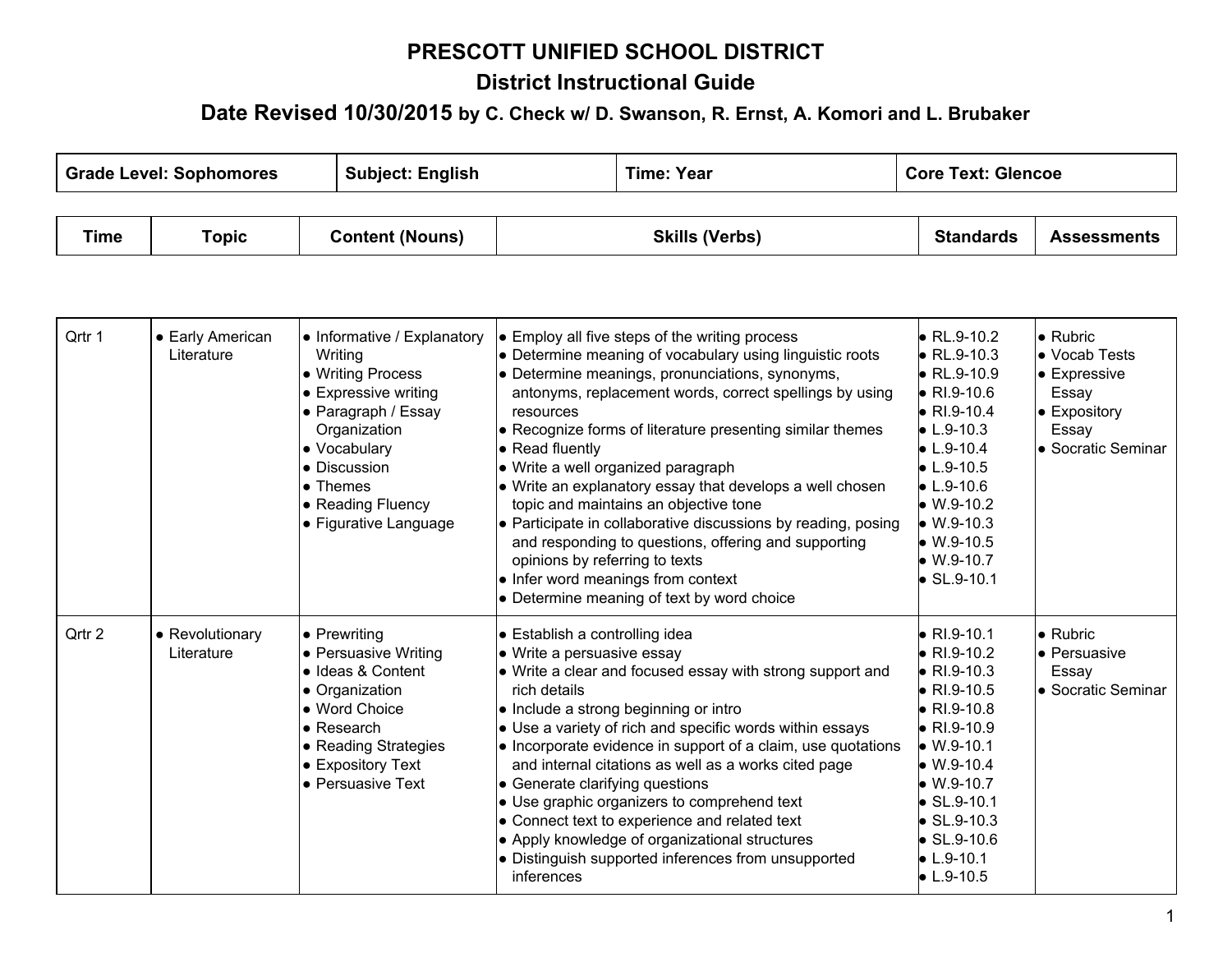# PRESCOTT UNIFIED SCHOOL DISTRICT

## District Instructional Guide

### Date Revised 10/30/2015 by C. Check w/ D. Swanson, R. Ernst, A. Komori and L. Brubaker

| Grade Level: Sophomores | Subject: English | Time: Year | Core Text: Glencoe |
|---|---|---|---|

| Time | Topic | Content (Nouns) | Skills (Verbs) | Standards | Assessments |
|---|---|---|---|---|---|
| Qrtr 1 | • Early American Literature | • Informative / Explanatory Writing<br>• Writing Process<br>• Expressive writing<br>• Paragraph / Essay Organization<br>• Vocabulary<br>• Discussion<br>• Themes<br>• Reading Fluency<br>• Figurative Language | • Employ all five steps of the writing process<br>• Determine meaning of vocabulary using linguistic roots<br>• Determine meanings, pronunciations, synonyms, antonyms, replacement words, correct spellings by using resources<br>• Recognize forms of literature presenting similar themes<br>• Read fluently<br>• Write a well organized paragraph<br>• Write an explanatory essay that develops a well chosen topic and maintains an objective tone<br>• Participate in collaborative discussions by reading, posing and responding to questions, offering and supporting opinions by referring to texts<br>• Infer word meanings from context<br>• Determine meaning of text by word choice | • RL.9-10.2<br>• RL.9-10.3<br>• RL.9-10.9<br>• RI.9-10.6<br>• RI.9-10.4<br>• L.9-10.3<br>• L.9-10.4<br>• L.9-10.5<br>• L.9-10.6<br>• W.9-10.2<br>• W.9-10.3<br>• W.9-10.5<br>• W.9-10.7<br>• SL.9-10.1 | • Rubric<br>• Vocab Tests<br>• Expressive Essay<br>• Expository Essay<br>• Socratic Seminar |
| Qrtr 2 | • Revolutionary Literature | • Prewriting<br>• Persuasive Writing<br>• Ideas & Content<br>• Organization<br>• Word Choice<br>• Research<br>• Reading Strategies<br>• Expository Text<br>• Persuasive Text | • Establish a controlling idea<br>• Write a persuasive essay<br>• Write a clear and focused essay with strong support and rich details<br>• Include a strong beginning or intro<br>• Use a variety of rich and specific words within essays<br>• Incorporate evidence in support of a claim, use quotations and internal citations as well as a works cited page<br>• Generate clarifying questions<br>• Use graphic organizers to comprehend text<br>• Connect text to experience and related text<br>• Apply knowledge of organizational structures<br>• Distinguish supported inferences from unsupported inferences | • RI.9-10.1<br>• RI.9-10.2<br>• RI.9-10.3<br>• RI.9-10.5<br>• RI.9-10.8<br>• RI.9-10.9<br>• W.9-10.1<br>• W.9-10.4<br>• W.9-10.7<br>• SL.9-10.1<br>• SL.9-10.3<br>• SL.9-10.6<br>• L.9-10.1<br>• L.9-10.5 | • Rubric<br>• Persuasive Essay<br>• Socratic Seminar |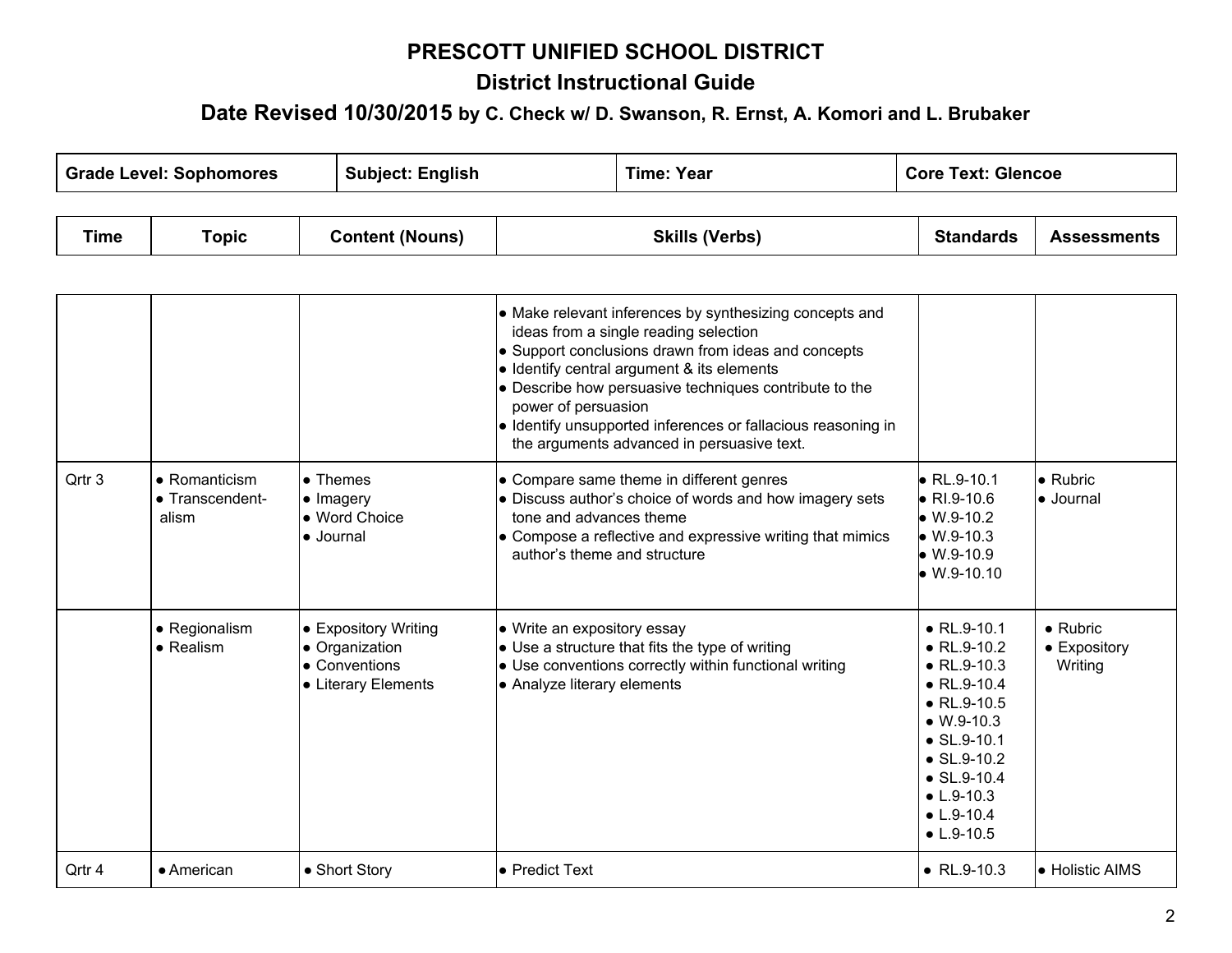# PRESCOTT UNIFIED SCHOOL DISTRICT

## District Instructional Guide

### Date Revised 10/30/2015 by C. Check w/ D. Swanson, R. Ernst, A. Komori and L. Brubaker

| Grade Level: Sophomores | Subject: English | Time: Year | Core Text: Glencoe |
|---|---|---|---|

| Time | Topic | Content (Nouns) | Skills (Verbs) | Standards | Assessments |
|---|---|---|---|---|---|
| | | | • Make relevant inferences by synthesizing concepts and ideas from a single reading selection<br>• Support conclusions drawn from ideas and concepts<br>• Identify central argument & its elements<br>• Describe how persuasive techniques contribute to the power of persuasion<br>• Identify unsupported inferences or fallacious reasoning in the arguments advanced in persuasive text. | | |
| Qrtr 3 | • Romanticism<br>• Transcendent-alism | • Themes<br>• Imagery<br>• Word Choice<br>• Journal | • Compare same theme in different genres<br>• Discuss author's choice of words and how imagery sets tone and advances theme<br>• Compose a reflective and expressive writing that mimics author's theme and structure | • RL.9-10.1<br>• RI.9-10.6<br>• W.9-10.2<br>• W.9-10.3<br>• W.9-10.9<br>• W.9-10.10 | • Rubric<br>• Journal |
| | • Regionalism<br>• Realism | • Expository Writing<br>• Organization<br>• Conventions<br>• Literary Elements | • Write an expository essay<br>• Use a structure that fits the type of writing<br>• Use conventions correctly within functional writing<br>• Analyze literary elements | • RL.9-10.1<br>• RL.9-10.2<br>• RL.9-10.3<br>• RL.9-10.4<br>• RL.9-10.5<br>• W.9-10.3<br>• SL.9-10.1<br>• SL.9-10.2<br>• SL.9-10.4<br>• L.9-10.3<br>• L.9-10.4<br>• L.9-10.5 | • Rubric<br>• Expository Writing |
| Qrtr 4 | • American | • Short Story | • Predict Text | • RL.9-10.3 | • Holistic AIMS |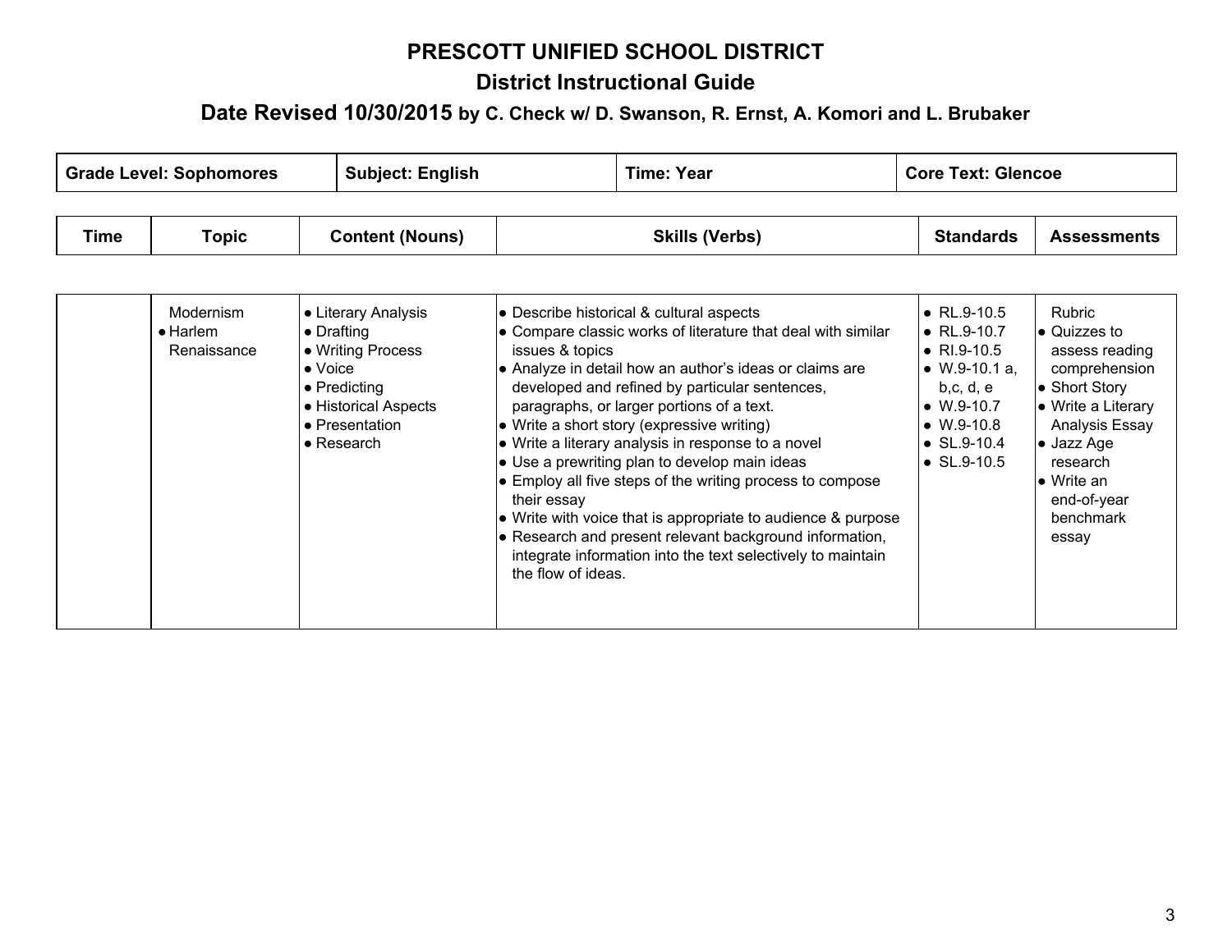# PRESCOTT UNIFIED SCHOOL DISTRICT

## District Instructional Guide

### Date Revised 10/30/2015 by C. Check w/ D. Swanson, R. Ernst, A. Komori and L. Brubaker

| Grade Level: Sophomores | Subject: English | Time: Year | Core Text: Glencoe |
|---|---|---|---|

| Time | Topic | Content (Nouns) | Skills (Verbs) | Standards | Assessments |
|---|---|---|---|---|---|
| | Modernism<br>• Harlem Renaissance | • Literary Analysis<br>• Drafting<br>• Writing Process<br>• Voice<br>• Predicting<br>• Historical Aspects<br>• Presentation<br>• Research | • Describe historical & cultural aspects<br>• Compare classic works of literature that deal with similar issues & topics<br>• Analyze in detail how an author's ideas or claims are developed and refined by particular sentences, paragraphs, or larger portions of a text.<br>• Write a short story (expressive writing)<br>• Write a literary analysis in response to a novel<br>• Use a prewriting plan to develop main ideas<br>• Employ all five steps of the writing process to compose their essay<br>• Write with voice that is appropriate to audience & purpose<br>• Research and present relevant background information, integrate information into the text selectively to maintain the flow of ideas. | • RL.9-10.5<br>• RL.9-10.7<br>• RI.9-10.5<br>• W.9-10.1 a, b,c, d, e<br>• W.9-10.7<br>• W.9-10.8<br>• SL.9-10.4<br>• SL.9-10.5 | Rubric<br>• Quizzes to assess reading comprehension<br>• Short Story<br>• Write a Literary Analysis Essay<br>• Jazz Age research<br>• Write an end-of-year benchmark essay |